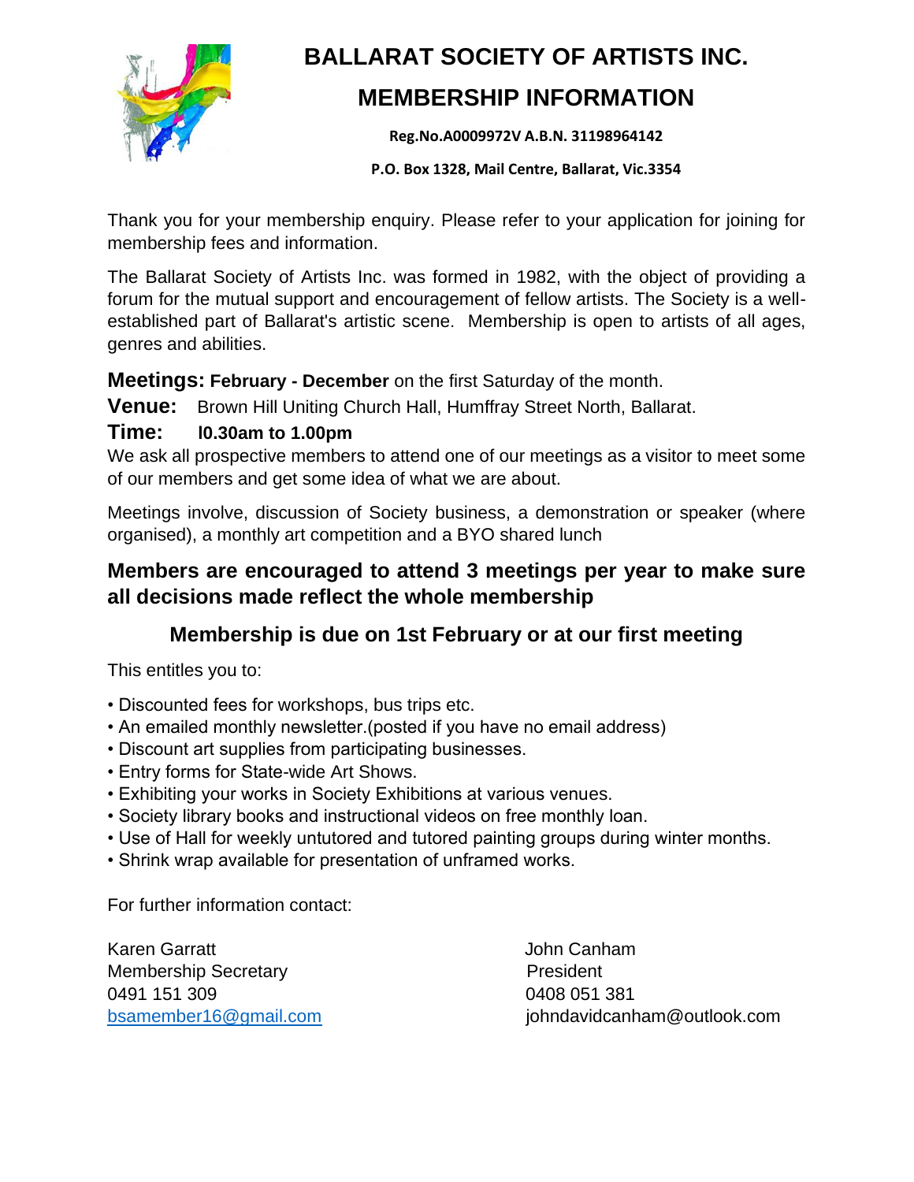# BALLARAT SOCIETY OF ARTISTS INC.

## MEMBERSHIP INFORMATION

**Reg.No.A0009972V A.B.N. 31198964142**

**P.O. Box 1328, Mail Centre, Ballarat, Vic.3354**

Thank you for your membership enquiry. Please refer to your application for joining for membership fees and information.

The Ballarat Society of Artists Inc. was formed in 1982, with the object of providing a forum for the mutual support and encouragement of fellow artists. The Society is a well-established part of Ballarat's artistic scene. Membership is open to artists of all ages, genres and abilities.

**Meetings: February - December** on the first Saturday of the month.

**Venue:** Brown Hill Uniting Church Hall, Humffray Street North, Ballarat.

**Time: l0.30am to 1.00pm**

We ask all prospective members to attend one of our meetings as a visitor to meet some of our members and get some idea of what we are about.

Meetings involve, discussion of Society business, a demonstration or speaker (where organised), a monthly art competition and a BYO shared lunch

**Members are encouraged to attend 3 meetings per year to make sure all decisions made reflect the whole membership**

**Membership is due on 1st February or at our first meeting**

This entitles you to:

- Discounted fees for workshops, bus trips etc.
- An emailed monthly newsletter.(posted if you have no email address)
- Discount art supplies from participating businesses.
- Entry forms for State-wide Art Shows.
- Exhibiting your works in Society Exhibitions at various venues.
- Society library books and instructional videos on free monthly loan.
- Use of Hall for weekly untutored and tutored painting groups during winter months.
- Shrink wrap available for presentation of unframed works.

For further information contact:

Karen Garratt
Membership Secretary
0491 151 309
bsamember16@gmail.com

John Canham
President
0408 051 381
johndavidcanham@outlook.com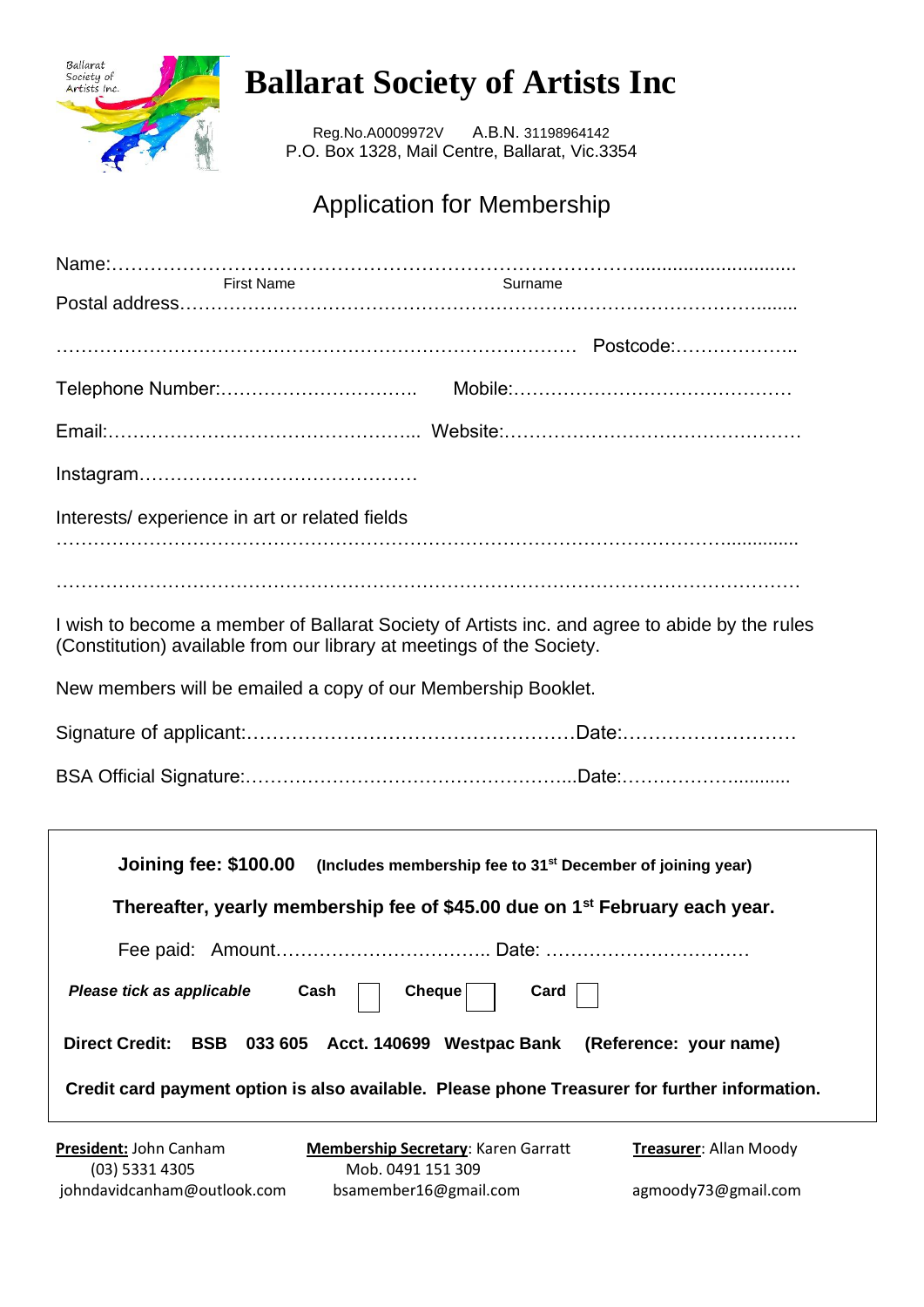# Ballarat Society of Artists Inc

Reg.No.A0009972V A.B.N. 31198964142
P.O. Box 1328, Mail Centre, Ballarat, Vic.3354

## Application for Membership

Name:…………………………………………………………………………..............................
First Name Surname

Postal address…………………………………………………………………………………........

………………………………………………………………………… Postcode:………………..

Telephone Number:………………………….. Mobile:………………………………………

Email:………………………………………….... Website:…………………………………………

Instagram………………………………………

Interests/ experience in art or related fields

……………………………………………………………………………………………….............

…………………………………………………………………………………………………………

I wish to become a member of Ballarat Society of Artists inc. and agree to abide by the rules (Constitution) available from our library at meetings of the Society.

New members will be emailed a copy of our Membership Booklet.

Signature of applicant:……………………………………………Date:………………………

BSA Official Signature:…………………………………………....Date:……………….........

---

**Joining fee: $100.00** **(Includes membership fee to 31st December of joining year)**

**Thereafter, yearly membership fee of $45.00 due on 1st February each year.**

Fee paid: Amount…………………………….. Date: ……………………………

***Please tick as applicable*** **Cash** ☐ **Cheque** ☐ **Card** ☐

**Direct Credit: BSB 033 605 Acct. 140699 Westpac Bank (Reference: your name)**

**Credit card payment option is also available. Please phone Treasurer for further information.**

---

**President:** John Canham
(03) 5331 4305
johndavidcanham@outlook.com

**Membership Secretary**: Karen Garratt
Mob. 0491 151 309
bsamember16@gmail.com

**Treasurer**: Allan Moody
agmoody73@gmail.com